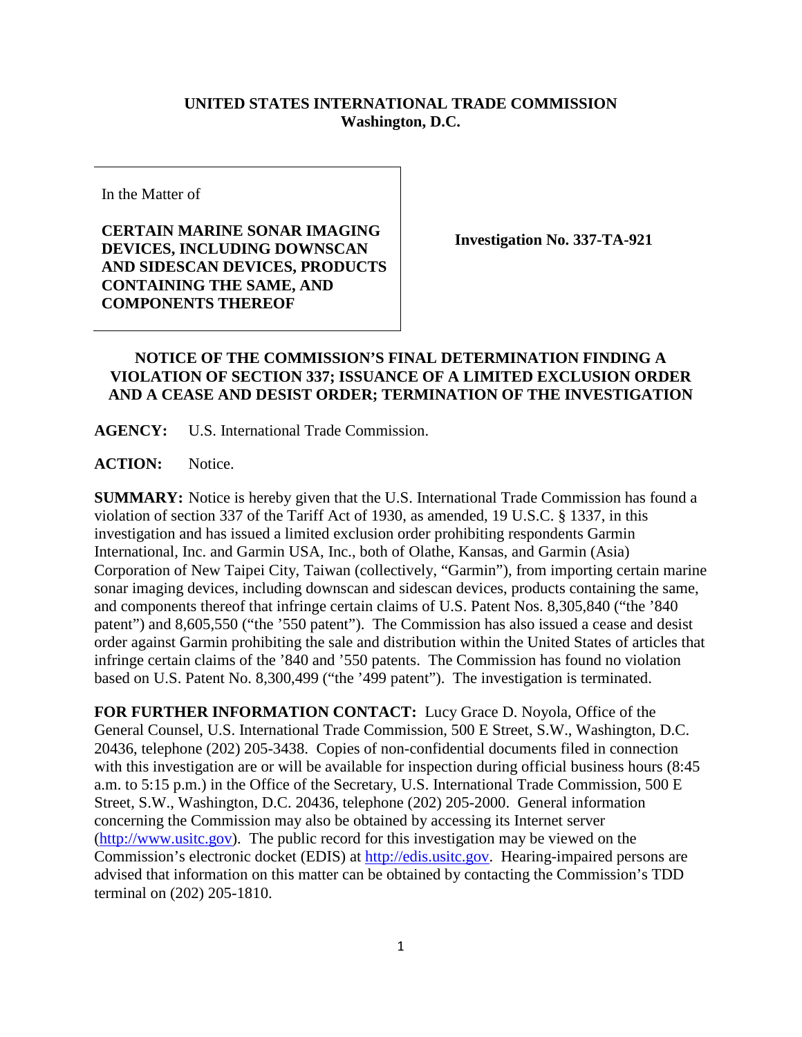**UNITED STATES INTERNATIONAL TRADE COMMISSION**
**Washington, D.C.**

In the Matter of

**CERTAIN MARINE SONAR IMAGING DEVICES, INCLUDING DOWNSCAN AND SIDESCAN DEVICES, PRODUCTS CONTAINING THE SAME, AND COMPONENTS THEREOF**

**Investigation No. 337-TA-921**

**NOTICE OF THE COMMISSION'S FINAL DETERMINATION FINDING A VIOLATION OF SECTION 337; ISSUANCE OF A LIMITED EXCLUSION ORDER AND A CEASE AND DESIST ORDER; TERMINATION OF THE INVESTIGATION**

**AGENCY:** U.S. International Trade Commission.

**ACTION:** Notice.

**SUMMARY:** Notice is hereby given that the U.S. International Trade Commission has found a violation of section 337 of the Tariff Act of 1930, as amended, 19 U.S.C. § 1337, in this investigation and has issued a limited exclusion order prohibiting respondents Garmin International, Inc. and Garmin USA, Inc., both of Olathe, Kansas, and Garmin (Asia) Corporation of New Taipei City, Taiwan (collectively, "Garmin"), from importing certain marine sonar imaging devices, including downscan and sidescan devices, products containing the same, and components thereof that infringe certain claims of U.S. Patent Nos. 8,305,840 ("the '840 patent") and 8,605,550 ("the '550 patent"). The Commission has also issued a cease and desist order against Garmin prohibiting the sale and distribution within the United States of articles that infringe certain claims of the '840 and '550 patents. The Commission has found no violation based on U.S. Patent No. 8,300,499 ("the '499 patent"). The investigation is terminated.

**FOR FURTHER INFORMATION CONTACT:** Lucy Grace D. Noyola, Office of the General Counsel, U.S. International Trade Commission, 500 E Street, S.W., Washington, D.C. 20436, telephone (202) 205-3438. Copies of non-confidential documents filed in connection with this investigation are or will be available for inspection during official business hours (8:45 a.m. to 5:15 p.m.) in the Office of the Secretary, U.S. International Trade Commission, 500 E Street, S.W., Washington, D.C. 20436, telephone (202) 205-2000. General information concerning the Commission may also be obtained by accessing its Internet server (http://www.usitc.gov). The public record for this investigation may be viewed on the Commission's electronic docket (EDIS) at http://edis.usitc.gov. Hearing-impaired persons are advised that information on this matter can be obtained by contacting the Commission's TDD terminal on (202) 205-1810.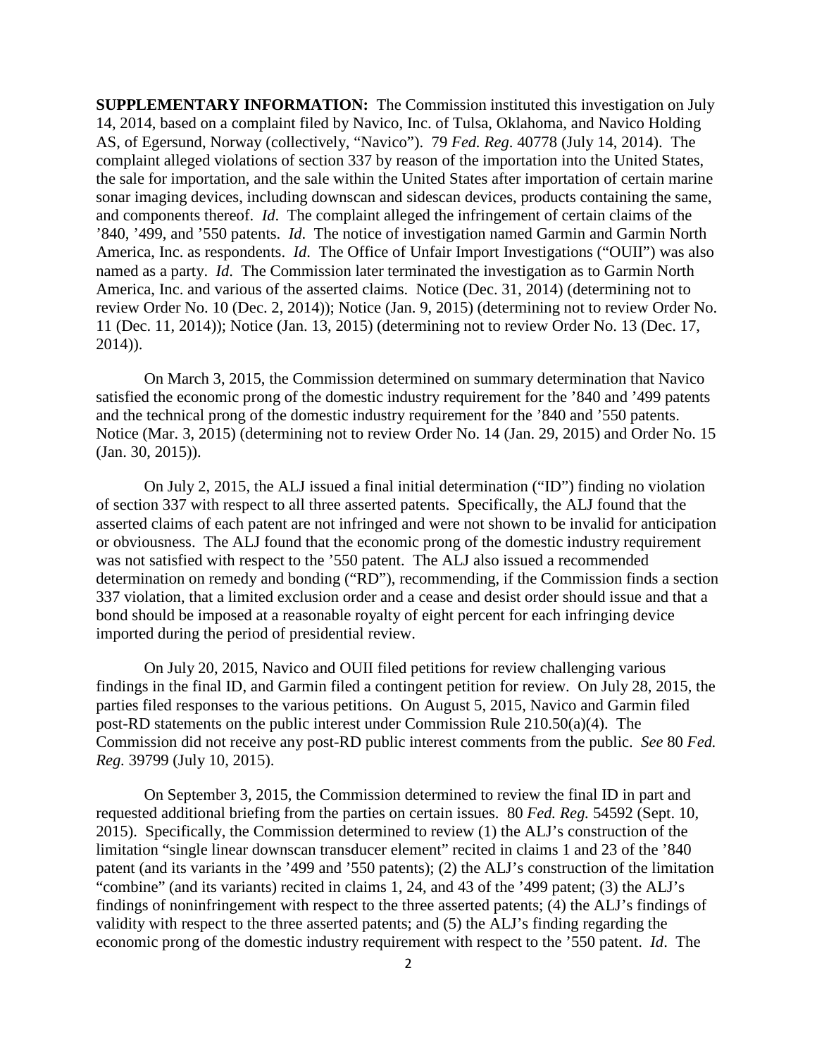**SUPPLEMENTARY INFORMATION:** The Commission instituted this investigation on July 14, 2014, based on a complaint filed by Navico, Inc. of Tulsa, Oklahoma, and Navico Holding AS, of Egersund, Norway (collectively, "Navico"). 79 *Fed. Reg*. 40778 (July 14, 2014). The complaint alleged violations of section 337 by reason of the importation into the United States, the sale for importation, and the sale within the United States after importation of certain marine sonar imaging devices, including downscan and sidescan devices, products containing the same, and components thereof. *Id*. The complaint alleged the infringement of certain claims of the '840, '499, and '550 patents. *Id*. The notice of investigation named Garmin and Garmin North America, Inc. as respondents. *Id*. The Office of Unfair Import Investigations ("OUII") was also named as a party. *Id*. The Commission later terminated the investigation as to Garmin North America, Inc. and various of the asserted claims. Notice (Dec. 31, 2014) (determining not to review Order No. 10 (Dec. 2, 2014)); Notice (Jan. 9, 2015) (determining not to review Order No. 11 (Dec. 11, 2014)); Notice (Jan. 13, 2015) (determining not to review Order No. 13 (Dec. 17, 2014)).

On March 3, 2015, the Commission determined on summary determination that Navico satisfied the economic prong of the domestic industry requirement for the '840 and '499 patents and the technical prong of the domestic industry requirement for the '840 and '550 patents. Notice (Mar. 3, 2015) (determining not to review Order No. 14 (Jan. 29, 2015) and Order No. 15 (Jan. 30, 2015)).

On July 2, 2015, the ALJ issued a final initial determination ("ID") finding no violation of section 337 with respect to all three asserted patents. Specifically, the ALJ found that the asserted claims of each patent are not infringed and were not shown to be invalid for anticipation or obviousness. The ALJ found that the economic prong of the domestic industry requirement was not satisfied with respect to the '550 patent. The ALJ also issued a recommended determination on remedy and bonding ("RD"), recommending, if the Commission finds a section 337 violation, that a limited exclusion order and a cease and desist order should issue and that a bond should be imposed at a reasonable royalty of eight percent for each infringing device imported during the period of presidential review.

On July 20, 2015, Navico and OUII filed petitions for review challenging various findings in the final ID, and Garmin filed a contingent petition for review. On July 28, 2015, the parties filed responses to the various petitions. On August 5, 2015, Navico and Garmin filed post-RD statements on the public interest under Commission Rule 210.50(a)(4). The Commission did not receive any post-RD public interest comments from the public. *See* 80 *Fed. Reg.* 39799 (July 10, 2015).

On September 3, 2015, the Commission determined to review the final ID in part and requested additional briefing from the parties on certain issues. 80 *Fed. Reg.* 54592 (Sept. 10, 2015). Specifically, the Commission determined to review (1) the ALJ's construction of the limitation "single linear downscan transducer element" recited in claims 1 and 23 of the '840 patent (and its variants in the '499 and '550 patents); (2) the ALJ's construction of the limitation "combine" (and its variants) recited in claims 1, 24, and 43 of the '499 patent; (3) the ALJ's findings of noninfringement with respect to the three asserted patents; (4) the ALJ's findings of validity with respect to the three asserted patents; and (5) the ALJ's finding regarding the economic prong of the domestic industry requirement with respect to the '550 patent. *Id*. The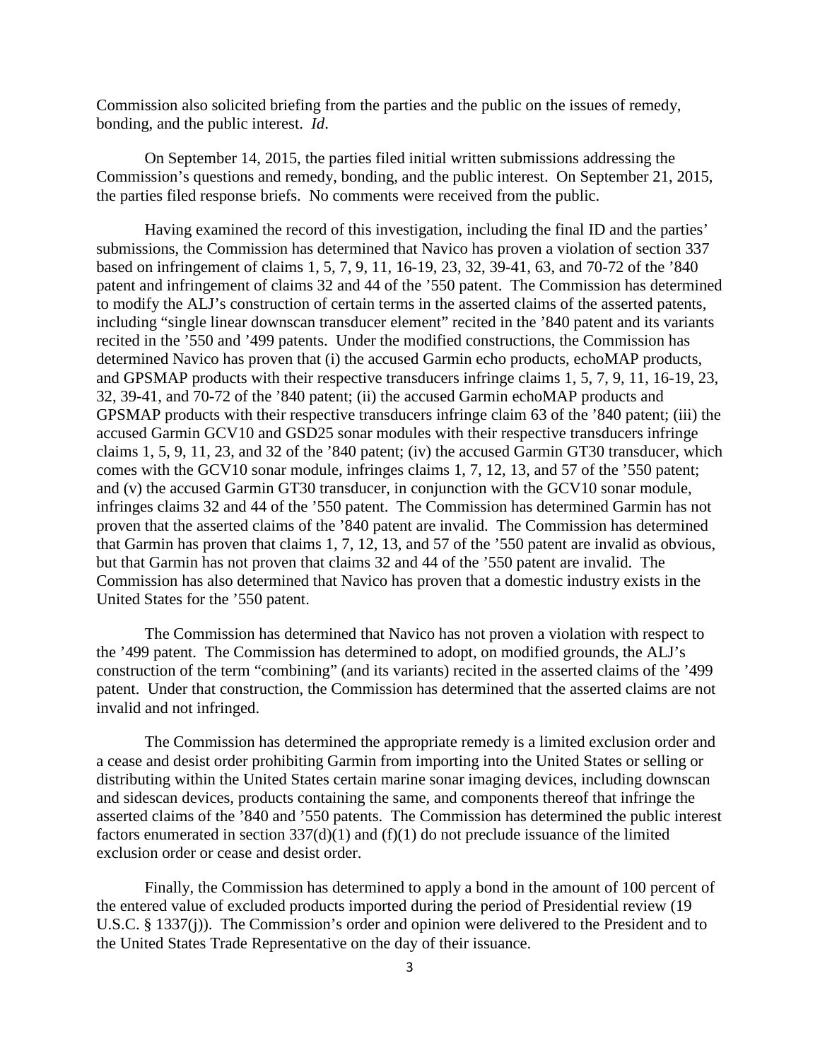Commission also solicited briefing from the parties and the public on the issues of remedy, bonding, and the public interest. *Id*.

On September 14, 2015, the parties filed initial written submissions addressing the Commission's questions and remedy, bonding, and the public interest. On September 21, 2015, the parties filed response briefs. No comments were received from the public.

Having examined the record of this investigation, including the final ID and the parties' submissions, the Commission has determined that Navico has proven a violation of section 337 based on infringement of claims 1, 5, 7, 9, 11, 16-19, 23, 32, 39-41, 63, and 70-72 of the '840 patent and infringement of claims 32 and 44 of the '550 patent. The Commission has determined to modify the ALJ's construction of certain terms in the asserted claims of the asserted patents, including "single linear downscan transducer element" recited in the '840 patent and its variants recited in the '550 and '499 patents. Under the modified constructions, the Commission has determined Navico has proven that (i) the accused Garmin echo products, echoMAP products, and GPSMAP products with their respective transducers infringe claims 1, 5, 7, 9, 11, 16-19, 23, 32, 39-41, and 70-72 of the '840 patent; (ii) the accused Garmin echoMAP products and GPSMAP products with their respective transducers infringe claim 63 of the '840 patent; (iii) the accused Garmin GCV10 and GSD25 sonar modules with their respective transducers infringe claims 1, 5, 9, 11, 23, and 32 of the '840 patent; (iv) the accused Garmin GT30 transducer, which comes with the GCV10 sonar module, infringes claims 1, 7, 12, 13, and 57 of the '550 patent; and (v) the accused Garmin GT30 transducer, in conjunction with the GCV10 sonar module, infringes claims 32 and 44 of the '550 patent. The Commission has determined Garmin has not proven that the asserted claims of the '840 patent are invalid. The Commission has determined that Garmin has proven that claims 1, 7, 12, 13, and 57 of the '550 patent are invalid as obvious, but that Garmin has not proven that claims 32 and 44 of the '550 patent are invalid. The Commission has also determined that Navico has proven that a domestic industry exists in the United States for the '550 patent.

The Commission has determined that Navico has not proven a violation with respect to the '499 patent. The Commission has determined to adopt, on modified grounds, the ALJ's construction of the term "combining" (and its variants) recited in the asserted claims of the '499 patent. Under that construction, the Commission has determined that the asserted claims are not invalid and not infringed.

The Commission has determined the appropriate remedy is a limited exclusion order and a cease and desist order prohibiting Garmin from importing into the United States or selling or distributing within the United States certain marine sonar imaging devices, including downscan and sidescan devices, products containing the same, and components thereof that infringe the asserted claims of the '840 and '550 patents. The Commission has determined the public interest factors enumerated in section 337(d)(1) and (f)(1) do not preclude issuance of the limited exclusion order or cease and desist order.

Finally, the Commission has determined to apply a bond in the amount of 100 percent of the entered value of excluded products imported during the period of Presidential review (19 U.S.C. § 1337(j)). The Commission's order and opinion were delivered to the President and to the United States Trade Representative on the day of their issuance.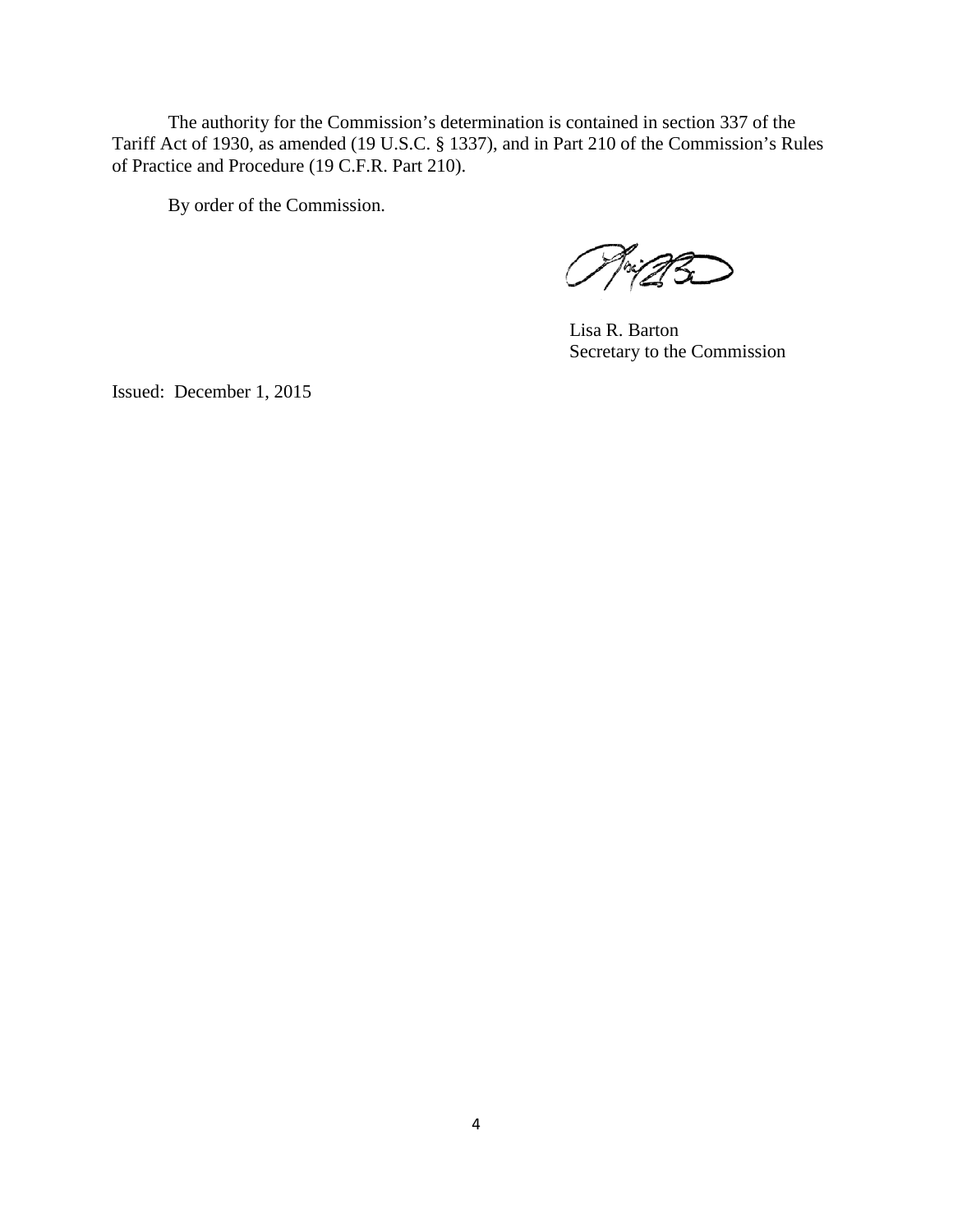The authority for the Commission's determination is contained in section 337 of the Tariff Act of 1930, as amended (19 U.S.C. § 1337), and in Part 210 of the Commission's Rules of Practice and Procedure (19 C.F.R. Part 210).

By order of the Commission.

Lisa R. Barton
Secretary to the Commission

Issued: December 1, 2015